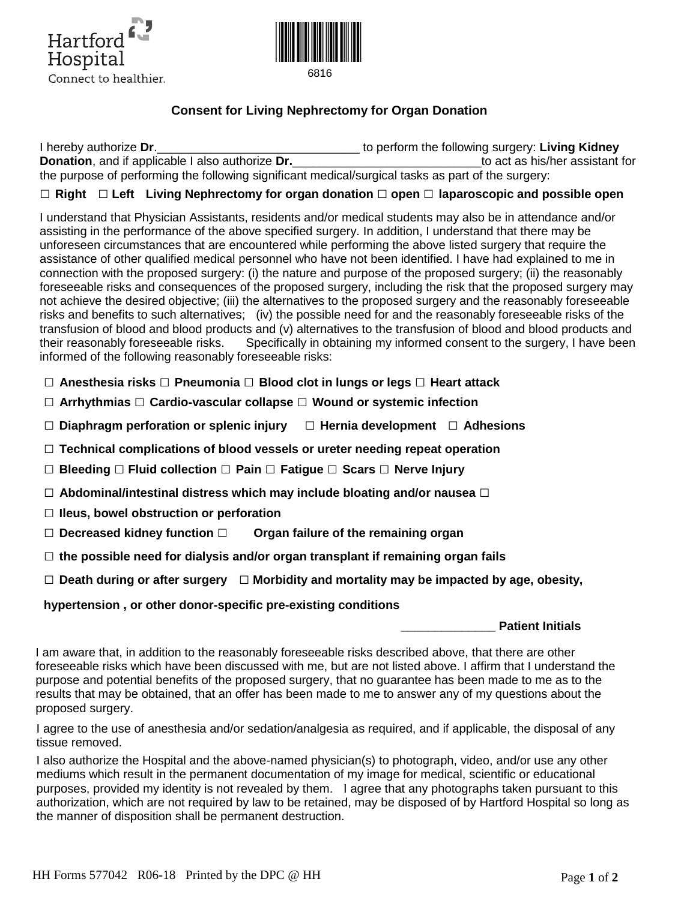Hartford Hospital

Connect to healthier.

6816

## Consent for Living Nephrectomy for Organ Donation

I hereby authorize **Dr**.______________________________ to perform the following surgery: **Living Kidney Donation**, and if applicable I also authorize **Dr.**____________________________to act as his/her assistant for the purpose of performing the following significant medical/surgical tasks as part of the surgery:

**☐ Right ☐ Left Living Nephrectomy for organ donation ☐ open ☐ laparoscopic and possible open**

I understand that Physician Assistants, residents and/or medical students may also be in attendance and/or assisting in the performance of the above specified surgery. In addition, I understand that there may be unforeseen circumstances that are encountered while performing the above listed surgery that require the assistance of other qualified medical personnel who have not been identified. I have had explained to me in connection with the proposed surgery: (i) the nature and purpose of the proposed surgery; (ii) the reasonably foreseeable risks and consequences of the proposed surgery, including the risk that the proposed surgery may not achieve the desired objective; (iii) the alternatives to the proposed surgery and the reasonably foreseeable risks and benefits to such alternatives; (iv) the possible need for and the reasonably foreseeable risks of the transfusion of blood and blood products and (v) alternatives to the transfusion of blood and blood products and their reasonably foreseeable risks. Specifically in obtaining my informed consent to the surgery, I have been informed of the following reasonably foreseeable risks:

**☐ Anesthesia risks ☐ Pneumonia ☐ Blood clot in lungs or legs ☐ Heart attack**

**☐ Arrhythmias ☐ Cardio-vascular collapse ☐ Wound or systemic infection**

**☐ Diaphragm perforation or splenic injury ☐ Hernia development ☐ Adhesions**

**☐ Technical complications of blood vessels or ureter needing repeat operation**

**☐ Bleeding ☐ Fluid collection ☐ Pain ☐ Fatigue ☐ Scars ☐ Nerve Injury**

**☐ Abdominal/intestinal distress which may include bloating and/or nausea ☐**

**☐ Ileus, bowel obstruction or perforation**

**☐ Decreased kidney function ☐ Organ failure of the remaining organ**

**☐ the possible need for dialysis and/or organ transplant if remaining organ fails**

**☐ Death during or after surgery ☐ Morbidity and mortality may be impacted by age, obesity, hypertension , or other donor-specific pre-existing conditions**

**_____________ Patient Initials**

I am aware that, in addition to the reasonably foreseeable risks described above, that there are other foreseeable risks which have been discussed with me, but are not listed above. I affirm that I understand the purpose and potential benefits of the proposed surgery, that no guarantee has been made to me as to the results that may be obtained, that an offer has been made to me to answer any of my questions about the proposed surgery.

I agree to the use of anesthesia and/or sedation/analgesia as required, and if applicable, the disposal of any tissue removed.

I also authorize the Hospital and the above-named physician(s) to photograph, video, and/or use any other mediums which result in the permanent documentation of my image for medical, scientific or educational purposes, provided my identity is not revealed by them. I agree that any photographs taken pursuant to this authorization, which are not required by law to be retained, may be disposed of by Hartford Hospital so long as the manner of disposition shall be permanent destruction.

HH Forms 577042 R06-18 Printed by the DPC @ HH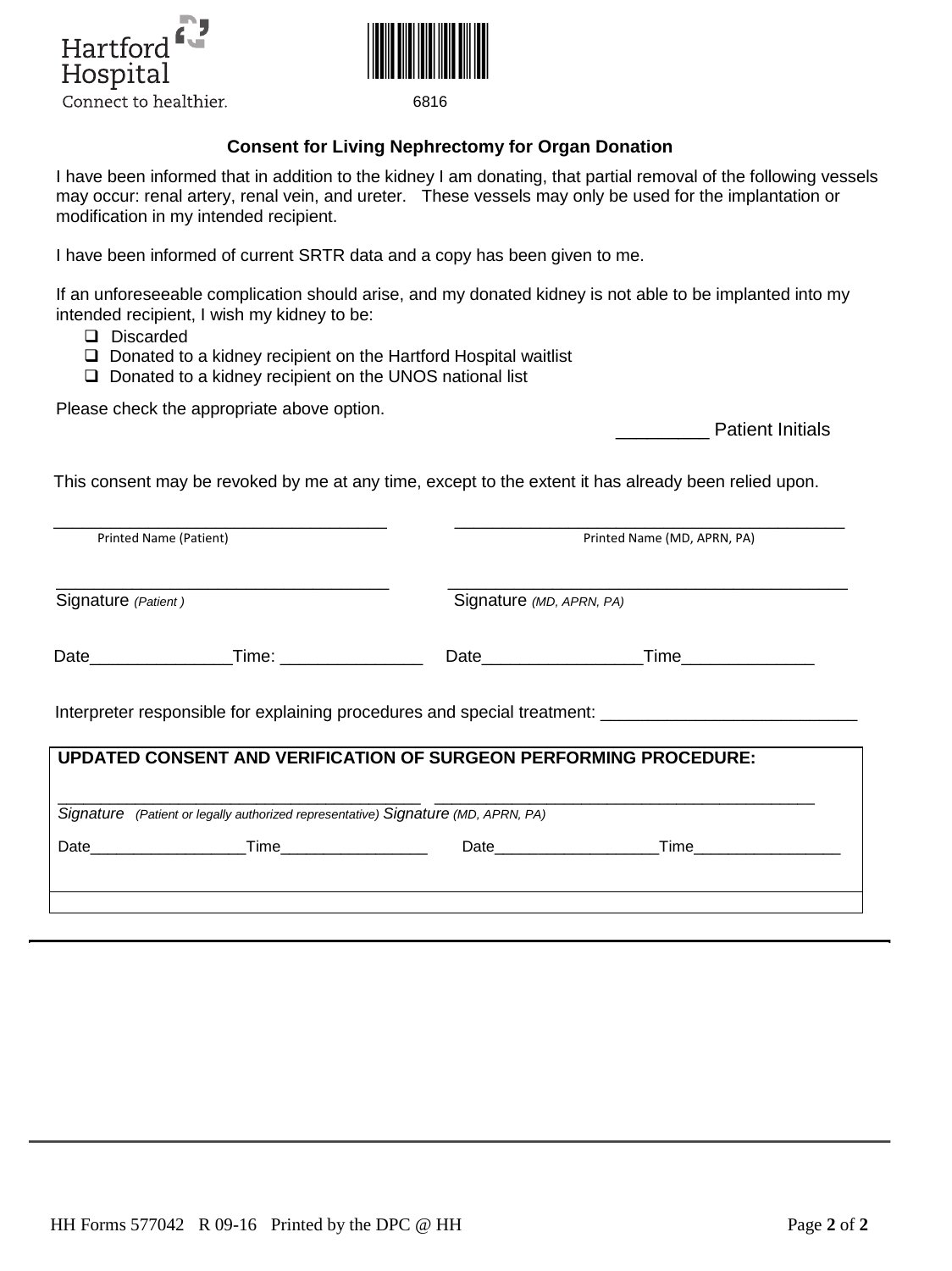Hartford Hospital
Connect to healthier.

6816

## Consent for Living Nephrectomy for Organ Donation

I have been informed that in addition to the kidney I am donating, that partial removal of the following vessels may occur: renal artery, renal vein, and ureter. These vessels may only be used for the implantation or modification in my intended recipient.

I have been informed of current SRTR data and a copy has been given to me.

If an unforeseeable complication should arise, and my donated kidney is not able to be implanted into my intended recipient, I wish my kidney to be:

- ❑ Discarded
- ❑ Donated to a kidney recipient on the Hartford Hospital waitlist
- ❑ Donated to a kidney recipient on the UNOS national list

Please check the appropriate above option.

_________ Patient Initials

This consent may be revoked by me at any time, except to the extent it has already been relied upon.

| | |
|---|---|
| ___________________________________ | ___________________________________________ |
| Printed Name (Patient) | Printed Name (MD, APRN, PA) |
| ___________________________________ | ___________________________________________ |
| Signature *(Patient )* | Signature *(MD, APRN, PA)* |
| Date_______________Time: _______________ | Date_________________Time______________ |

Interpreter responsible for explaining procedures and special treatment: ___________________________

**UPDATED CONSENT AND VERIFICATION OF SURGEON PERFORMING PROCEDURE:**

| | |
|---|---|
| _______________________________________ | _________________________________________ |
| *Signature (Patient or legally authorized representative)* | *Signature (MD, APRN, PA)* |
| Date__________________Time_________________ | Date___________________Time_________________ |

HH Forms 577042 R 09-16 Printed by the DPC @ HH